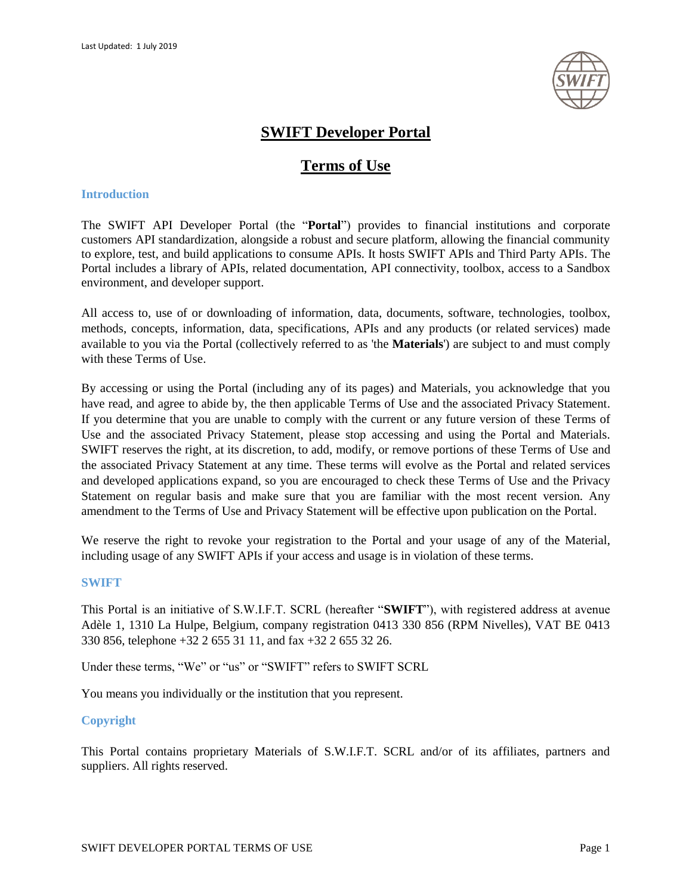Last Updated: 1 July 2019

# SWIFT Developer Portal

## Terms of Use

### Introduction

The SWIFT API Developer Portal (the "**Portal**") provides to financial institutions and corporate customers API standardization, alongside a robust and secure platform, allowing the financial community to explore, test, and build applications to consume APIs. It hosts SWIFT APIs and Third Party APIs. The Portal includes a library of APIs, related documentation, API connectivity, toolbox, access to a Sandbox environment, and developer support.

All access to, use of or downloading of information, data, documents, software, technologies, toolbox, methods, concepts, information, data, specifications, APIs and any products (or related services) made available to you via the Portal (collectively referred to as 'the **Materials**') are subject to and must comply with these Terms of Use.

By accessing or using the Portal (including any of its pages) and Materials, you acknowledge that you have read, and agree to abide by, the then applicable Terms of Use and the associated Privacy Statement. If you determine that you are unable to comply with the current or any future version of these Terms of Use and the associated Privacy Statement, please stop accessing and using the Portal and Materials. SWIFT reserves the right, at its discretion, to add, modify, or remove portions of these Terms of Use and the associated Privacy Statement at any time. These terms will evolve as the Portal and related services and developed applications expand, so you are encouraged to check these Terms of Use and the Privacy Statement on regular basis and make sure that you are familiar with the most recent version. Any amendment to the Terms of Use and Privacy Statement will be effective upon publication on the Portal.

We reserve the right to revoke your registration to the Portal and your usage of any of the Material, including usage of any SWIFT APIs if your access and usage is in violation of these terms.

### SWIFT

This Portal is an initiative of S.W.I.F.T. SCRL (hereafter "**SWIFT**"), with registered address at avenue Adèle 1, 1310 La Hulpe, Belgium, company registration 0413 330 856 (RPM Nivelles), VAT BE 0413 330 856, telephone +32 2 655 31 11, and fax +32 2 655 32 26.

Under these terms, "We" or "us" or "SWIFT" refers to SWIFT SCRL

You means you individually or the institution that you represent.

### Copyright

This Portal contains proprietary Materials of S.W.I.F.T. SCRL and/or of its affiliates, partners and suppliers. All rights reserved.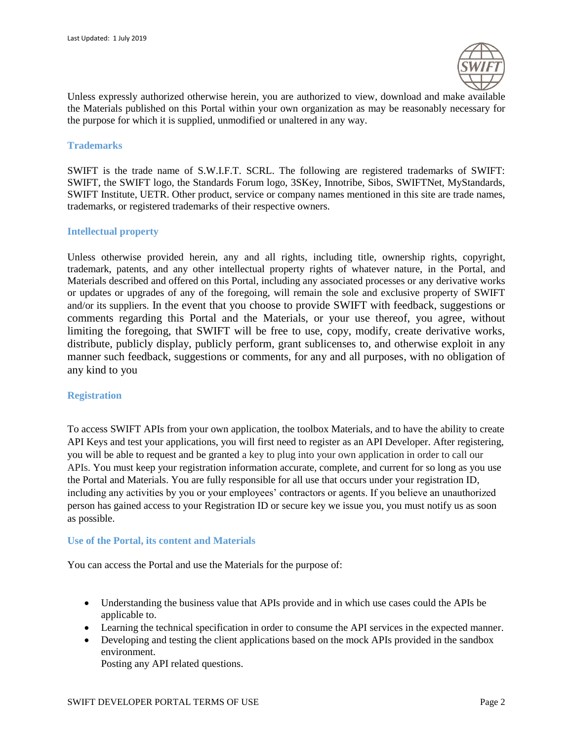Unless expressly authorized otherwise herein, you are authorized to view, download and make available the Materials published on this Portal within your own organization as may be reasonably necessary for the purpose for which it is supplied, unmodified or unaltered in any way.

## Trademarks

SWIFT is the trade name of S.W.I.F.T. SCRL. The following are registered trademarks of SWIFT: SWIFT, the SWIFT logo, the Standards Forum logo, 3SKey, Innotribe, Sibos, SWIFTNet, MyStandards, SWIFT Institute, UETR. Other product, service or company names mentioned in this site are trade names, trademarks, or registered trademarks of their respective owners.

## Intellectual property

Unless otherwise provided herein, any and all rights, including title, ownership rights, copyright, trademark, patents, and any other intellectual property rights of whatever nature, in the Portal, and Materials described and offered on this Portal, including any associated processes or any derivative works or updates or upgrades of any of the foregoing, will remain the sole and exclusive property of SWIFT and/or its suppliers. In the event that you choose to provide SWIFT with feedback, suggestions or comments regarding this Portal and the Materials, or your use thereof, you agree, without limiting the foregoing, that SWIFT will be free to use, copy, modify, create derivative works, distribute, publicly display, publicly perform, grant sublicenses to, and otherwise exploit in any manner such feedback, suggestions or comments, for any and all purposes, with no obligation of any kind to you

## Registration

To access SWIFT APIs from your own application, the toolbox Materials, and to have the ability to create API Keys and test your applications, you will first need to register as an API Developer. After registering, you will be able to request and be granted a key to plug into your own application in order to call our APIs. You must keep your registration information accurate, complete, and current for so long as you use the Portal and Materials. You are fully responsible for all use that occurs under your registration ID, including any activities by you or your employees' contractors or agents. If you believe an unauthorized person has gained access to your Registration ID or secure key we issue you, you must notify us as soon as possible.

## Use of the Portal, its content and Materials

You can access the Portal and use the Materials for the purpose of:

- Understanding the business value that APIs provide and in which use cases could the APIs be applicable to.
- Learning the technical specification in order to consume the API services in the expected manner.
- Developing and testing the client applications based on the mock APIs provided in the sandbox environment.
  Posting any API related questions.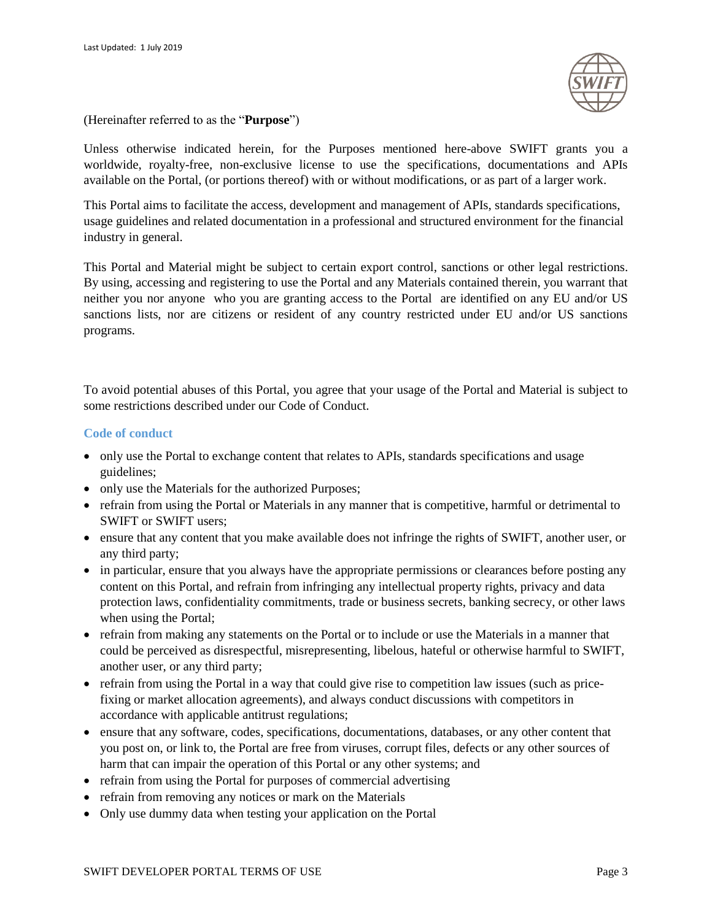(Hereinafter referred to as the "**Purpose**")

Unless otherwise indicated herein, for the Purposes mentioned here-above SWIFT grants you a worldwide, royalty-free, non-exclusive license to use the specifications, documentations and APIs available on the Portal, (or portions thereof) with or without modifications, or as part of a larger work.

This Portal aims to facilitate the access, development and management of APIs, standards specifications, usage guidelines and related documentation in a professional and structured environment for the financial industry in general.

This Portal and Material might be subject to certain export control, sanctions or other legal restrictions. By using, accessing and registering to use the Portal and any Materials contained therein, you warrant that neither you nor anyone who you are granting access to the Portal are identified on any EU and/or US sanctions lists, nor are citizens or resident of any country restricted under EU and/or US sanctions programs.

To avoid potential abuses of this Portal, you agree that your usage of the Portal and Material is subject to some restrictions described under our Code of Conduct.

### Code of conduct

- only use the Portal to exchange content that relates to APIs, standards specifications and usage guidelines;
- only use the Materials for the authorized Purposes;
- refrain from using the Portal or Materials in any manner that is competitive, harmful or detrimental to SWIFT or SWIFT users;
- ensure that any content that you make available does not infringe the rights of SWIFT, another user, or any third party;
- in particular, ensure that you always have the appropriate permissions or clearances before posting any content on this Portal, and refrain from infringing any intellectual property rights, privacy and data protection laws, confidentiality commitments, trade or business secrets, banking secrecy, or other laws when using the Portal;
- refrain from making any statements on the Portal or to include or use the Materials in a manner that could be perceived as disrespectful, misrepresenting, libelous, hateful or otherwise harmful to SWIFT, another user, or any third party;
- refrain from using the Portal in a way that could give rise to competition law issues (such as price-fixing or market allocation agreements), and always conduct discussions with competitors in accordance with applicable antitrust regulations;
- ensure that any software, codes, specifications, documentations, databases, or any other content that you post on, or link to, the Portal are free from viruses, corrupt files, defects or any other sources of harm that can impair the operation of this Portal or any other systems; and
- refrain from using the Portal for purposes of commercial advertising
- refrain from removing any notices or mark on the Materials
- Only use dummy data when testing your application on the Portal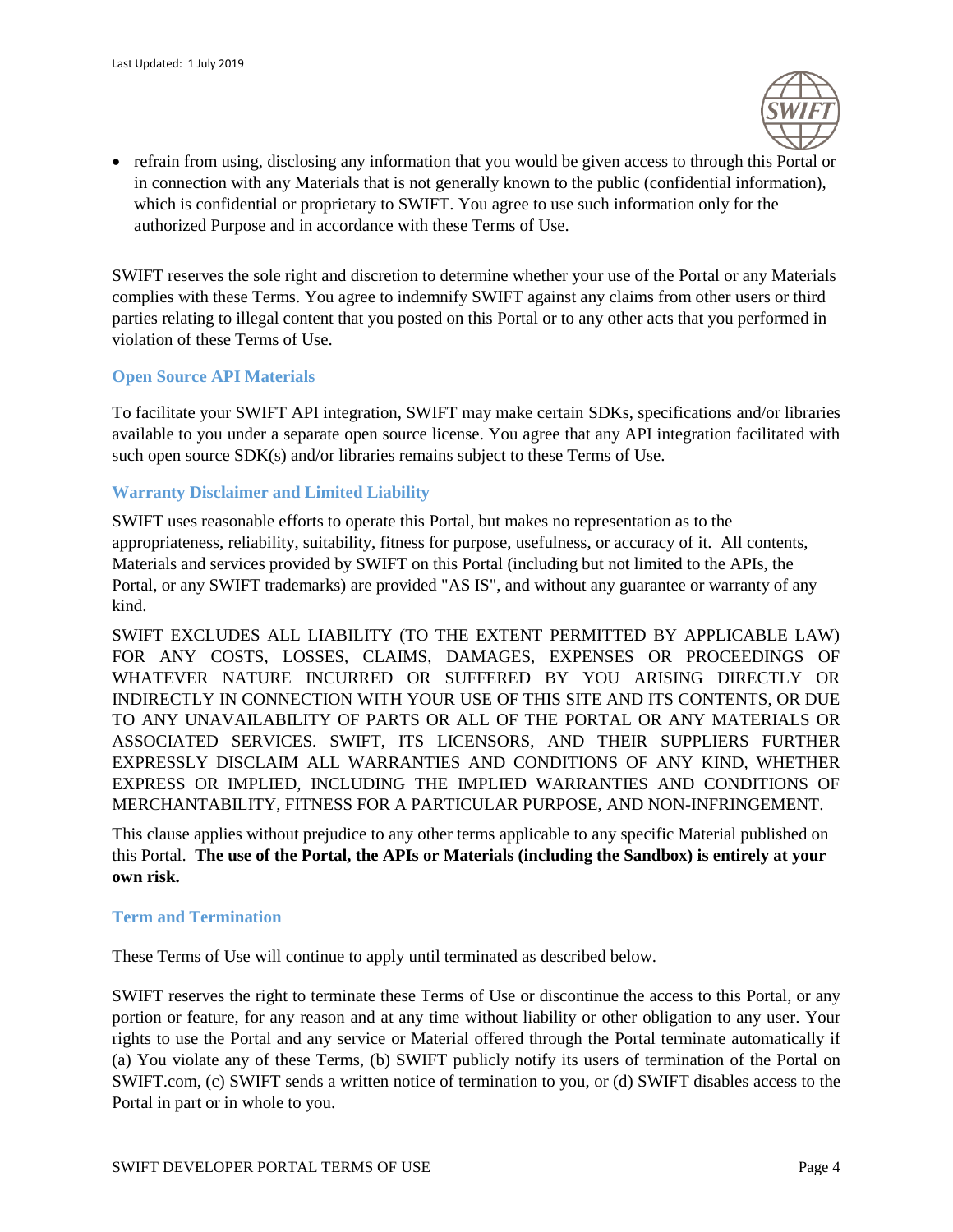- refrain from using, disclosing any information that you would be given access to through this Portal or in connection with any Materials that is not generally known to the public (confidential information), which is confidential or proprietary to SWIFT. You agree to use such information only for the authorized Purpose and in accordance with these Terms of Use.

SWIFT reserves the sole right and discretion to determine whether your use of the Portal or any Materials complies with these Terms. You agree to indemnify SWIFT against any claims from other users or third parties relating to illegal content that you posted on this Portal or to any other acts that you performed in violation of these Terms of Use.

### Open Source API Materials

To facilitate your SWIFT API integration, SWIFT may make certain SDKs, specifications and/or libraries available to you under a separate open source license. You agree that any API integration facilitated with such open source SDK(s) and/or libraries remains subject to these Terms of Use.

### Warranty Disclaimer and Limited Liability

SWIFT uses reasonable efforts to operate this Portal, but makes no representation as to the appropriateness, reliability, suitability, fitness for purpose, usefulness, or accuracy of it. All contents, Materials and services provided by SWIFT on this Portal (including but not limited to the APIs, the Portal, or any SWIFT trademarks) are provided "AS IS", and without any guarantee or warranty of any kind.

SWIFT EXCLUDES ALL LIABILITY (TO THE EXTENT PERMITTED BY APPLICABLE LAW) FOR ANY COSTS, LOSSES, CLAIMS, DAMAGES, EXPENSES OR PROCEEDINGS OF WHATEVER NATURE INCURRED OR SUFFERED BY YOU ARISING DIRECTLY OR INDIRECTLY IN CONNECTION WITH YOUR USE OF THIS SITE AND ITS CONTENTS, OR DUE TO ANY UNAVAILABILITY OF PARTS OR ALL OF THE PORTAL OR ANY MATERIALS OR ASSOCIATED SERVICES. SWIFT, ITS LICENSORS, AND THEIR SUPPLIERS FURTHER EXPRESSLY DISCLAIM ALL WARRANTIES AND CONDITIONS OF ANY KIND, WHETHER EXPRESS OR IMPLIED, INCLUDING THE IMPLIED WARRANTIES AND CONDITIONS OF MERCHANTABILITY, FITNESS FOR A PARTICULAR PURPOSE, AND NON-INFRINGEMENT.

This clause applies without prejudice to any other terms applicable to any specific Material published on this Portal. **The use of the Portal, the APIs or Materials (including the Sandbox) is entirely at your own risk.**

### Term and Termination

These Terms of Use will continue to apply until terminated as described below.

SWIFT reserves the right to terminate these Terms of Use or discontinue the access to this Portal, or any portion or feature, for any reason and at any time without liability or other obligation to any user. Your rights to use the Portal and any service or Material offered through the Portal terminate automatically if (a) You violate any of these Terms, (b) SWIFT publicly notify its users of termination of the Portal on SWIFT.com, (c) SWIFT sends a written notice of termination to you, or (d) SWIFT disables access to the Portal in part or in whole to you.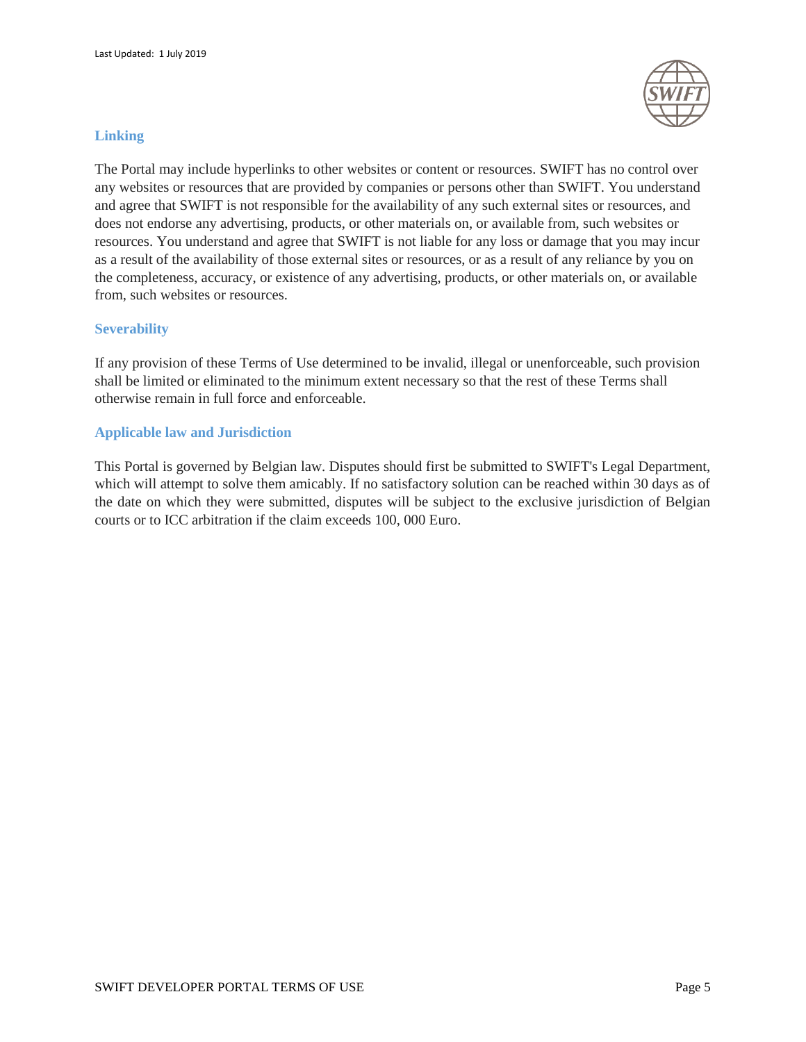## Linking

The Portal may include hyperlinks to other websites or content or resources. SWIFT has no control over any websites or resources that are provided by companies or persons other than SWIFT. You understand and agree that SWIFT is not responsible for the availability of any such external sites or resources, and does not endorse any advertising, products, or other materials on, or available from, such websites or resources. You understand and agree that SWIFT is not liable for any loss or damage that you may incur as a result of the availability of those external sites or resources, or as a result of any reliance by you on the completeness, accuracy, or existence of any advertising, products, or other materials on, or available from, such websites or resources.

## Severability

If any provision of these Terms of Use determined to be invalid, illegal or unenforceable, such provision shall be limited or eliminated to the minimum extent necessary so that the rest of these Terms shall otherwise remain in full force and enforceable.

## Applicable law and Jurisdiction

This Portal is governed by Belgian law. Disputes should first be submitted to SWIFT's Legal Department, which will attempt to solve them amicably. If no satisfactory solution can be reached within 30 days as of the date on which they were submitted, disputes will be subject to the exclusive jurisdiction of Belgian courts or to ICC arbitration if the claim exceeds 100, 000 Euro.